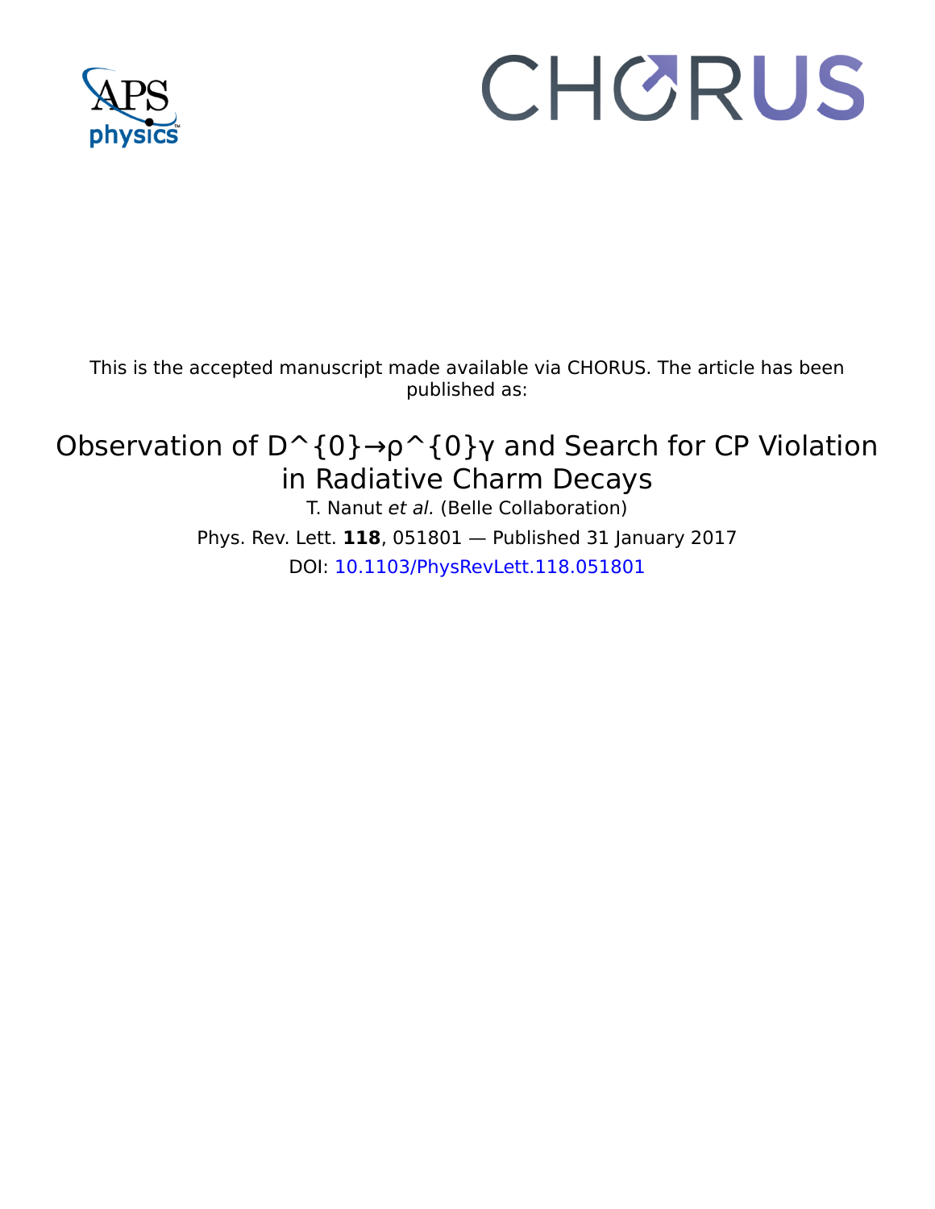This is the accepted manuscript made available via CHORUS. The article has been published as:

# Observation of $D^{0}\to\rho^{0}\gamma$ and Search for CP Violation in Radiative Charm Decays

T. Nanut *et al.* (Belle Collaboration)

Phys. Rev. Lett. **118**, 051801 — Published 31 January 2017

DOI: 10.1103/PhysRevLett.118.051801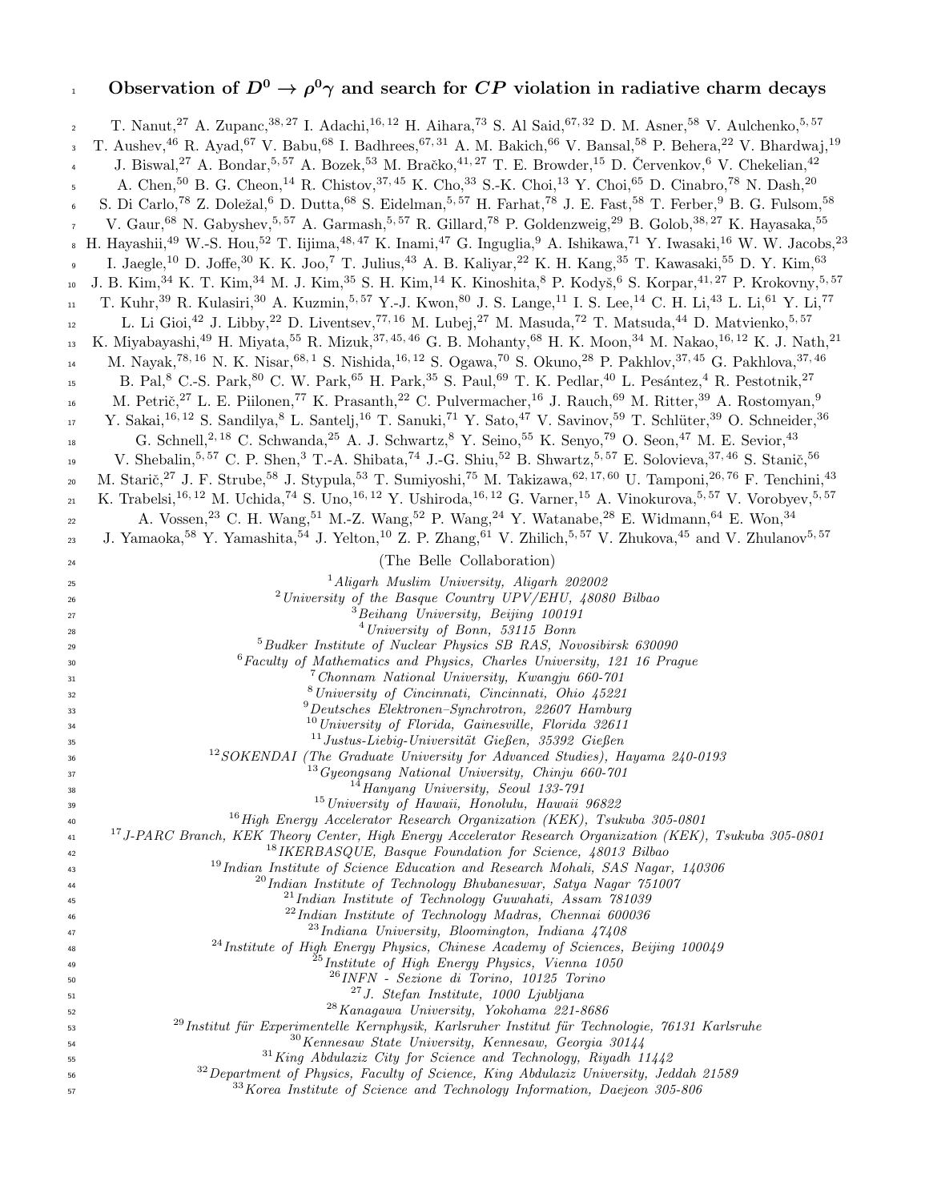# Observation of $D^0 \to \rho^0\gamma$ and search for $CP$ violation in radiative charm decays

T. Nanut,[27] A. Zupanc,[38,27] I. Adachi,[16,12] H. Aihara,[73] S. Al Said,[67,32] D. M. Asner,[58] V. Aulchenko,[5,57] T. Aushev,[46] R. Ayad,[67] V. Babu,[68] I. Badhrees,[67,31] A. M. Bakich,[66] V. Bansal,[58] P. Behera,[22] V. Bhardwaj,[19] J. Biswal,[27] A. Bondar,[5,57] A. Bozek,[53] M. Bračko,[41,27] T. E. Browder,[15] D. Červenkov,[6] V. Chekelian,[42] A. Chen,[50] B. G. Cheon,[14] R. Chistov,[37,45] K. Cho,[33] S.-K. Choi,[13] Y. Choi,[65] D. Cinabro,[78] N. Dash,[20] S. Di Carlo,[78] Z. Doležal,[6] D. Dutta,[68] S. Eidelman,[5,57] H. Farhat,[78] J. E. Fast,[58] T. Ferber,[9] B. G. Fulsom,[58] V. Gaur,[68] N. Gabyshev,[5,57] A. Garmash,[5,57] R. Gillard,[78] P. Goldenzweig,[29] B. Golob,[38,27] K. Hayasaka,[55] H. Hayashii,[49] W.-S. Hou,[52] T. Iijima,[48,47] K. Inami,[47] G. Inguglia,[9] A. Ishikawa,[71] Y. Iwasaki,[16] W. W. Jacobs,[23] I. Jaegle,[10] D. Joffe,[30] K. K. Joo,[7] T. Julius,[43] A. B. Kaliyar,[22] K. H. Kang,[35] T. Kawasaki,[55] D. Y. Kim,[63] J. B. Kim,[34] K. T. Kim,[34] M. J. Kim,[35] S. H. Kim,[14] K. Kinoshita,[8] P. Kodyš,[6] S. Korpar,[41,27] P. Krokovny,[5,57] T. Kuhr,[39] R. Kulasiri,[30] A. Kuzmin,[5,57] Y.-J. Kwon,[80] J. S. Lange,[11] I. S. Lee,[14] C. H. Li,[43] L. Li,[61] Y. Li,[77] L. Li Gioi,[42] J. Libby,[22] D. Liventsev,[77,16] M. Lubej,[27] M. Masuda,[72] T. Matsuda,[44] D. Matvienko,[5,57] K. Miyabayashi,[49] H. Miyata,[55] R. Mizuk,[37,45,46] G. B. Mohanty,[68] H. K. Moon,[34] M. Nakao,[16,12] K. J. Nath,[21] M. Nayak,[78,16] N. K. Nisar,[68,1] S. Nishida,[16,12] S. Ogawa,[70] S. Okuno,[28] P. Pakhlov,[37,45] G. Pakhlova,[37,46] B. Pal,[8] C.-S. Park,[80] C. W. Park,[65] H. Park,[35] S. Paul,[69] T. K. Pedlar,[40] L. Pesántez,[4] R. Pestotnik,[27] M. Petrič,[27] L. E. Piilonen,[77] K. Prasanth,[22] C. Pulvermacher,[16] J. Rauch,[69] M. Ritter,[39] A. Rostomyan,[9] Y. Sakai,[16,12] S. Sandilya,[8] L. Santelj,[16] T. Sanuki,[71] Y. Sato,[47] V. Savinov,[59] T. Schlüter,[39] O. Schneider,[36] G. Schnell,[2,18] C. Schwanda,[25] A. J. Schwartz,[8] Y. Seino,[55] K. Senyo,[79] O. Seon,[47] M. E. Sevior,[43] V. Shebalin,[5,57] C. P. Shen,[3] T.-A. Shibata,[74] J.-G. Shiu,[52] B. Shwartz,[5,57] E. Solovieva,[37,46] S. Stanič,[56] M. Starič,[27] J. F. Strube,[58] J. Stypula,[53] T. Sumiyoshi,[75] M. Takizawa,[62,17,60] U. Tamponi,[26,76] F. Tenchini,[43] K. Trabelsi,[16,12] M. Uchida,[74] S. Uno,[16,12] Y. Ushiroda,[16,12] G. Varner,[15] A. Vinokurova,[5,57] V. Vorobyev,[5,57] A. Vossen,[23] C. H. Wang,[51] M.-Z. Wang,[52] P. Wang,[24] Y. Watanabe,[28] E. Widmann,[64] E. Won,[34] J. Yamaoka,[58] Y. Yamashita,[54] J. Yelton,[10] Z. P. Zhang,[61] V. Zhilich,[5,57] V. Zhukova,[45] and V. Zhulanov[5,57]

(The Belle Collaboration)

[1] *Aligarh Muslim University, Aligarh 202002*
[2] *University of the Basque Country UPV/EHU, 48080 Bilbao*
[3] *Beihang University, Beijing 100191*
[4] *University of Bonn, 53115 Bonn*
[5] *Budker Institute of Nuclear Physics SB RAS, Novosibirsk 630090*
[6] *Faculty of Mathematics and Physics, Charles University, 121 16 Prague*
[7] *Chonnam National University, Kwangju 660-701*
[8] *University of Cincinnati, Cincinnati, Ohio 45221*
[9] *Deutsches Elektronen–Synchrotron, 22607 Hamburg*
[10] *University of Florida, Gainesville, Florida 32611*
[11] *Justus-Liebig-Universität Gießen, 35392 Gießen*
[12] *SOKENDAI (The Graduate University for Advanced Studies), Hayama 240-0193*
[13] *Gyeongsang National University, Chinju 660-701*
[14] *Hanyang University, Seoul 133-791*
[15] *University of Hawaii, Honolulu, Hawaii 96822*
[16] *High Energy Accelerator Research Organization (KEK), Tsukuba 305-0801*
[17] *J-PARC Branch, KEK Theory Center, High Energy Accelerator Research Organization (KEK), Tsukuba 305-0801*
[18] *IKERBASQUE, Basque Foundation for Science, 48013 Bilbao*
[19] *Indian Institute of Science Education and Research Mohali, SAS Nagar, 140306*
[20] *Indian Institute of Technology Bhubaneswar, Satya Nagar 751007*
[21] *Indian Institute of Technology Guwahati, Assam 781039*
[22] *Indian Institute of Technology Madras, Chennai 600036*
[23] *Indiana University, Bloomington, Indiana 47408*
[24] *Institute of High Energy Physics, Chinese Academy of Sciences, Beijing 100049*
[25] *Institute of High Energy Physics, Vienna 1050*
[26] *INFN - Sezione di Torino, 10125 Torino*
[27] *J. Stefan Institute, 1000 Ljubljana*
[28] *Kanagawa University, Yokohama 221-8686*
[29] *Institut für Experimentelle Kernphysik, Karlsruher Institut für Technologie, 76131 Karlsruhe*
[30] *Kennesaw State University, Kennesaw, Georgia 30144*
[31] *King Abdulaziz City for Science and Technology, Riyadh 11442*
[32] *Department of Physics, Faculty of Science, King Abdulaziz University, Jeddah 21589*
[33] *Korea Institute of Science and Technology Information, Daejeon 305-806*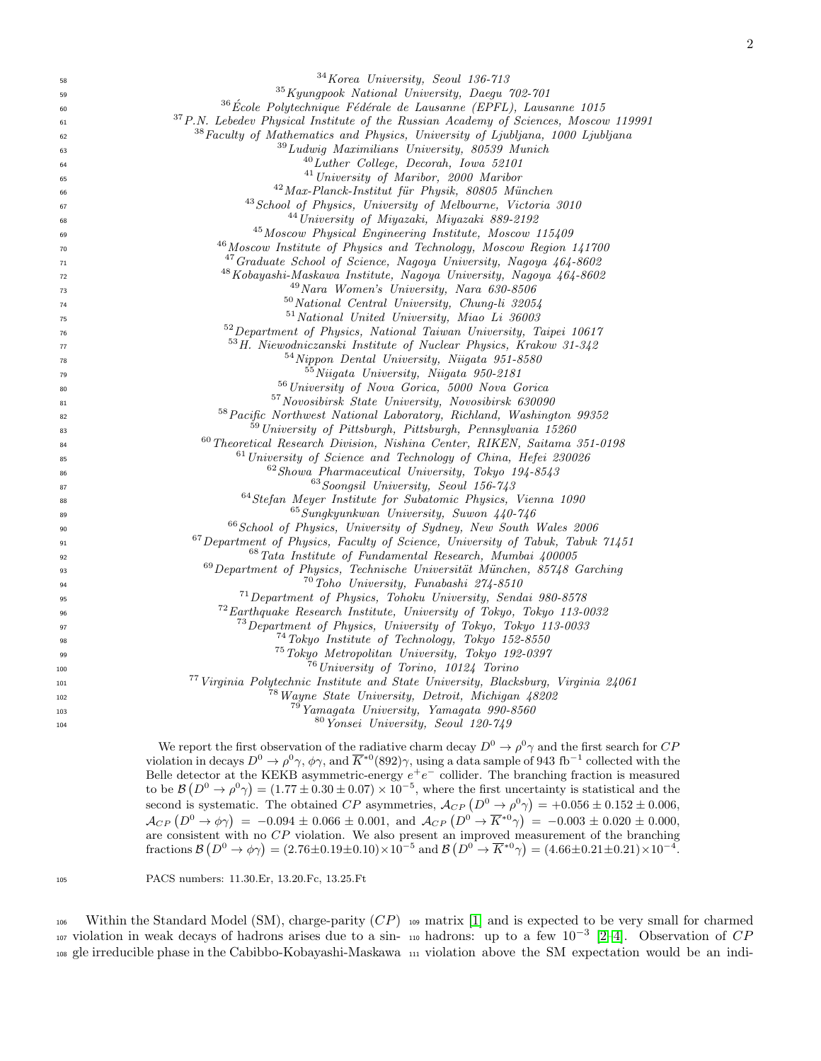[34]Korea University, Seoul 136-713
[35]Kyungpook National University, Daegu 702-701
[36]École Polytechnique Fédérale de Lausanne (EPFL), Lausanne 1015
[37]P.N. Lebedev Physical Institute of the Russian Academy of Sciences, Moscow 119991
[38]Faculty of Mathematics and Physics, University of Ljubljana, 1000 Ljubljana
[39]Ludwig Maximilians University, 80539 Munich
[40]Luther College, Decorah, Iowa 52101
[41]University of Maribor, 2000 Maribor
[42]Max-Planck-Institut für Physik, 80805 München
[43]School of Physics, University of Melbourne, Victoria 3010
[44]University of Miyazaki, Miyazaki 889-2192
[45]Moscow Physical Engineering Institute, Moscow 115409
[46]Moscow Institute of Physics and Technology, Moscow Region 141700
[47]Graduate School of Science, Nagoya University, Nagoya 464-8602
[48]Kobayashi-Maskawa Institute, Nagoya University, Nagoya 464-8602
[49]Nara Women's University, Nara 630-8506
[50]National Central University, Chung-li 32054
[51]National United University, Miao Li 36003
[52]Department of Physics, National Taiwan University, Taipei 10617
[53]H. Niewodniczanski Institute of Nuclear Physics, Krakow 31-342
[54]Nippon Dental University, Niigata 951-8580
[55]Niigata University, Niigata 950-2181
[56]University of Nova Gorica, 5000 Nova Gorica
[57]Novosibirsk State University, Novosibirsk 630090
[58]Pacific Northwest National Laboratory, Richland, Washington 99352
[59]University of Pittsburgh, Pittsburgh, Pennsylvania 15260
[60]Theoretical Research Division, Nishina Center, RIKEN, Saitama 351-0198
[61]University of Science and Technology of China, Hefei 230026
[62]Showa Pharmaceutical University, Tokyo 194-8543
[63]Soongsil University, Seoul 156-743
[64]Stefan Meyer Institute for Subatomic Physics, Vienna 1090
[65]Sungkyunkwan University, Suwon 440-746
[66]School of Physics, University of Sydney, New South Wales 2006
[67]Department of Physics, Faculty of Science, University of Tabuk, Tabuk 71451
[68]Tata Institute of Fundamental Research, Mumbai 400005
[69]Department of Physics, Technische Universität München, 85748 Garching
[70]Toho University, Funabashi 274-8510
[71]Department of Physics, Tohoku University, Sendai 980-8578
[72]Earthquake Research Institute, University of Tokyo, Tokyo 113-0032
[73]Department of Physics, University of Tokyo, Tokyo 113-0033
[74]Tokyo Institute of Technology, Tokyo 152-8550
[75]Tokyo Metropolitan University, Tokyo 192-0397
[76]University of Torino, 10124 Torino
[77]Virginia Polytechnic Institute and State University, Blacksburg, Virginia 24061
[78]Wayne State University, Detroit, Michigan 48202
[79]Yamagata University, Yamagata 990-8560
[80]Yonsei University, Seoul 120-749

We report the first observation of the radiative charm decay $D^0 \to \rho^0\gamma$ and the first search for $CP$ violation in decays $D^0 \to \rho^0\gamma$, $\phi\gamma$, and $\overline{K}^{*0}(892)\gamma$, using a data sample of 943 fb$^{-1}$ collected with the Belle detector at the KEKB asymmetric-energy $e^+e^-$ collider. The branching fraction is measured to be $\mathcal{B}\left(D^0 \to \rho^0\gamma\right) = (1.77 \pm 0.30 \pm 0.07) \times 10^{-5}$, where the first uncertainty is statistical and the second is systematic. The obtained $CP$ asymmetries, $\mathcal{A}_{CP}\left(D^0 \to \rho^0\gamma\right) = +0.056 \pm 0.152 \pm 0.006$, $\mathcal{A}_{CP}\left(D^0 \to \phi\gamma\right) = -0.094 \pm 0.066 \pm 0.001$, and $\mathcal{A}_{CP}\left(D^0 \to \overline{K}^{*0}\gamma\right) = -0.003 \pm 0.020 \pm 0.000$, are consistent with no $CP$ violation. We also present an improved measurement of the branching fractions $\mathcal{B}\left(D^0 \to \phi\gamma\right) = (2.76 \pm 0.19 \pm 0.10) \times 10^{-5}$ and $\mathcal{B}\left(D^0 \to \overline{K}^{*0}\gamma\right) = (4.66 \pm 0.21 \pm 0.21) \times 10^{-4}$.

PACS numbers: 11.30.Er, 13.20.Fc, 13.25.Ft

Within the Standard Model (SM), charge-parity ($CP$) violation in weak decays of hadrons arises due to a single irreducible phase in the Cabibbo-Kobayashi-Maskawa matrix [1] and is expected to be very small for charmed hadrons: up to a few $10^{-3}$ [2–4]. Observation of $CP$ violation above the SM expectation would be an indi-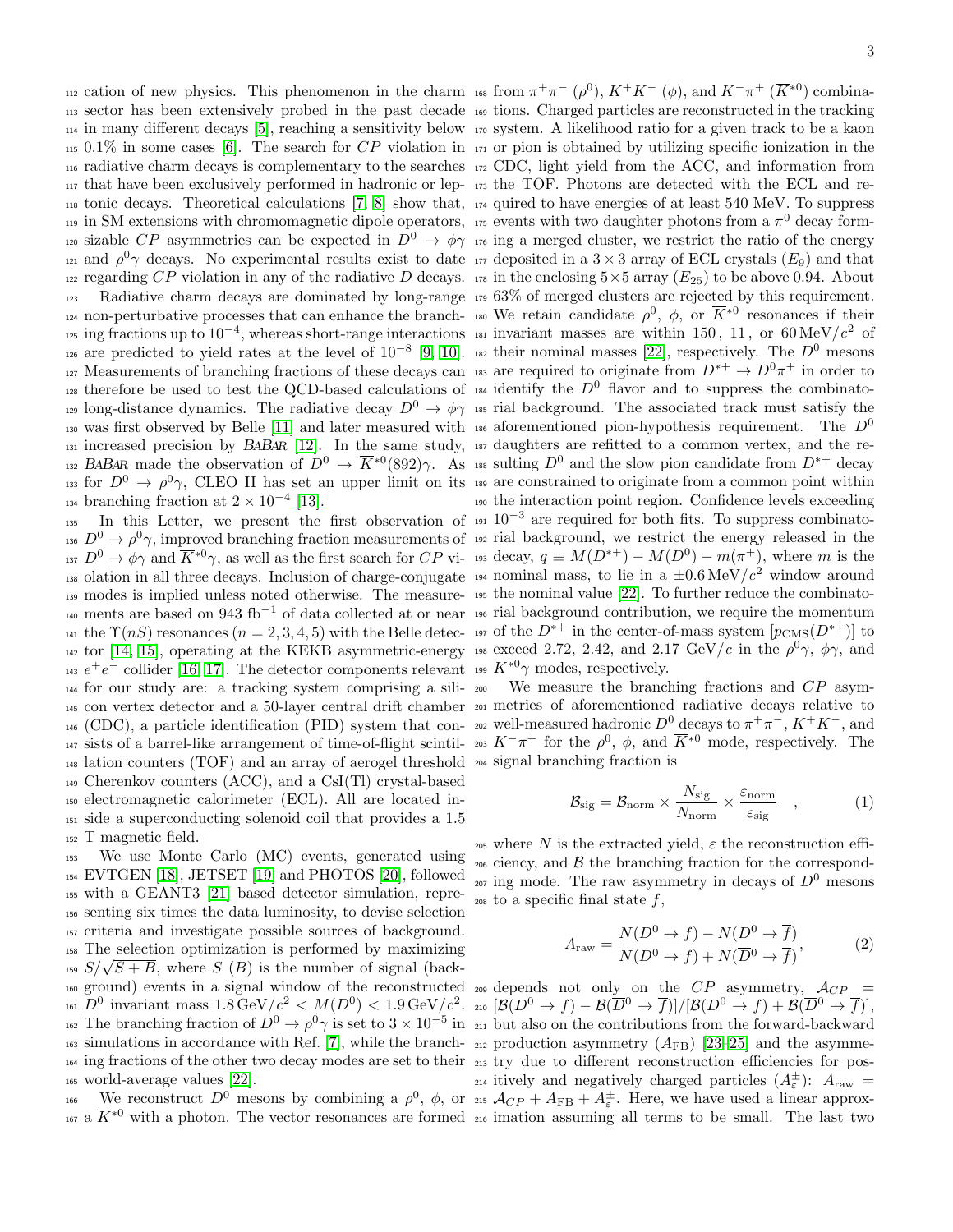cation of new physics. This phenomenon in the charm sector has been extensively probed in the past decade in many different decays [5], reaching a sensitivity below 0.1% in some cases [6]. The search for $CP$ violation in radiative charm decays is complementary to the searches that have been exclusively performed in hadronic or leptonic decays. Theoretical calculations [7, 8] show that, in SM extensions with chromomagnetic dipole operators, sizable $CP$ asymmetries can be expected in $D^0 \to \phi\gamma$ and $\rho^0\gamma$ decays. No experimental results exist to date regarding $CP$ violation in any of the radiative $D$ decays.

Radiative charm decays are dominated by long-range non-perturbative processes that can enhance the branching fractions up to $10^{-4}$, whereas short-range interactions are predicted to yield rates at the level of $10^{-8}$ [9, 10]. Measurements of branching fractions of these decays can therefore be used to test the QCD-based calculations of long-distance dynamics. The radiative decay $D^0 \to \phi\gamma$ was first observed by Belle [11] and later measured with increased precision by BABAR [12]. In the same study, BABAR made the observation of $D^0 \to \overline{K}^{*0}(892)\gamma$. As for $D^0 \to \rho^0\gamma$, CLEO II has set an upper limit on its branching fraction at $2 \times 10^{-4}$ [13].

In this Letter, we present the first observation of $D^0 \to \rho^0\gamma$, improved branching fraction measurements of $D^0 \to \phi\gamma$ and $\overline{K}^{*0}\gamma$, as well as the first search for $CP$ violation in all three decays. Inclusion of charge-conjugate modes is implied unless noted otherwise. The measurements are based on 943 fb$^{-1}$ of data collected at or near the $\Upsilon(nS)$ resonances ($n = 2, 3, 4, 5$) with the Belle detector [14, 15], operating at the KEKB asymmetric-energy $e^+e^-$ collider [16, 17]. The detector components relevant for our study are: a tracking system comprising a silicon vertex detector and a 50-layer central drift chamber (CDC), a particle identification (PID) system that consists of a barrel-like arrangement of time-of-flight scintillation counters (TOF) and an array of aerogel threshold Cherenkov counters (ACC), and a CsI(Tl) crystal-based electromagnetic calorimeter (ECL). All are located inside a superconducting solenoid coil that provides a 1.5 T magnetic field.

We use Monte Carlo (MC) events, generated using EVTGEN [18], JETSET [19] and PHOTOS [20], followed with a GEANT3 [21] based detector simulation, representing six times the data luminosity, to devise selection criteria and investigate possible sources of background. The selection optimization is performed by maximizing $S/\sqrt{S+B}$, where $S$ ($B$) is the number of signal (background) events in a signal window of the reconstructed $D^0$ invariant mass $1.8\,\text{GeV}/c^2 < M(D^0) < 1.9\,\text{GeV}/c^2$. The branching fraction of $D^0 \to \rho^0\gamma$ is set to $3 \times 10^{-5}$ in simulations in accordance with Ref. [7], while the branching fractions of the other two decay modes are set to their world-average values [22].

We reconstruct $D^0$ mesons by combining a $\rho^0$, $\phi$, or a $\overline{K}^{*0}$ with a photon. The vector resonances are formed from $\pi^+\pi^-$ ($\rho^0$), $K^+K^-$ ($\phi$), and $K^-\pi^+$ ($\overline{K}^{*0}$) combinations. Charged particles are reconstructed in the tracking system. A likelihood ratio for a given track to be a kaon or pion is obtained by utilizing specific ionization in the CDC, light yield from the ACC, and information from the TOF. Photons are detected with the ECL and required to have energies of at least 540 MeV. To suppress events with two daughter photons from a $\pi^0$ decay forming a merged cluster, we restrict the ratio of the energy deposited in a $3\times 3$ array of ECL crystals ($E_9$) and that in the enclosing $5\times 5$ array ($E_{25}$) to be above 0.94. About 63% of merged clusters are rejected by this requirement. We retain candidate $\rho^0$, $\phi$, or $\overline{K}^{*0}$ resonances if their invariant masses are within 150, 11, or $60\,\text{MeV}/c^2$ of their nominal masses [22], respectively. The $D^0$ mesons are required to originate from $D^{*+} \to D^0\pi^+$ in order to identify the $D^0$ flavor and to suppress the combinatorial background. The associated track must satisfy the aforementioned pion-hypothesis requirement. The $D^0$ daughters are refitted to a common vertex, and the resulting $D^0$ and the slow pion candidate from $D^{*+}$ decay are constrained to originate from a common point within the interaction point region. Confidence levels exceeding $10^{-3}$ are required for both fits. To suppress combinatorial background, we restrict the energy released in the decay, $q \equiv M(D^{*+}) - M(D^0) - m(\pi^+)$, where $m$ is the nominal mass, to lie in a $\pm 0.6\,\text{MeV}/c^2$ window around the nominal value [22]. To further reduce the combinatorial background contribution, we require the momentum of the $D^{*+}$ in the center-of-mass system [$p_{\text{CMS}}(D^{*+})$] to exceed 2.72, 2.42, and 2.17 GeV/$c$ in the $\rho^0\gamma$, $\phi\gamma$, and $\overline{K}^{*0}\gamma$ modes, respectively.

We measure the branching fractions and $CP$ asymmetries of aforementioned radiative decays relative to well-measured hadronic $D^0$ decays to $\pi^+\pi^-$, $K^+K^-$, and $K^-\pi^+$ for the $\rho^0$, $\phi$, and $\overline{K}^{*0}$ mode, respectively. The signal branching fraction is

$$\mathcal{B}_{\text{sig}} = \mathcal{B}_{\text{norm}} \times \frac{N_{\text{sig}}}{N_{\text{norm}}} \times \frac{\varepsilon_{\text{norm}}}{\varepsilon_{\text{sig}}} \quad , \tag{1}$$

where $N$ is the extracted yield, $\varepsilon$ the reconstruction efficiency, and $\mathcal{B}$ the branching fraction for the corresponding mode. The raw asymmetry in decays of $D^0$ mesons to a specific final state $f$,

$$A_{\text{raw}} = \frac{N(D^0 \to f) - N(\overline{D}^0 \to \overline{f})}{N(D^0 \to f) + N(\overline{D}^0 \to \overline{f})}, \tag{2}$$

depends not only on the $CP$ asymmetry, $\mathcal{A}_{CP} = [\mathcal{B}(D^0 \to f) - \mathcal{B}(\overline{D}^0 \to \overline{f})]/[\mathcal{B}(D^0 \to f) + \mathcal{B}(\overline{D}^0 \to \overline{f})]$, but also on the contributions from the forward-backward production asymmetry ($A_{\text{FB}}$) [23–25] and the asymmetry due to different reconstruction efficiencies for positively and negatively charged particles ($A_\varepsilon^\pm$): $A_{\text{raw}} = \mathcal{A}_{CP} + A_{\text{FB}} + A_\varepsilon^\pm$. Here, we have used a linear approximation assuming all terms to be small. The last two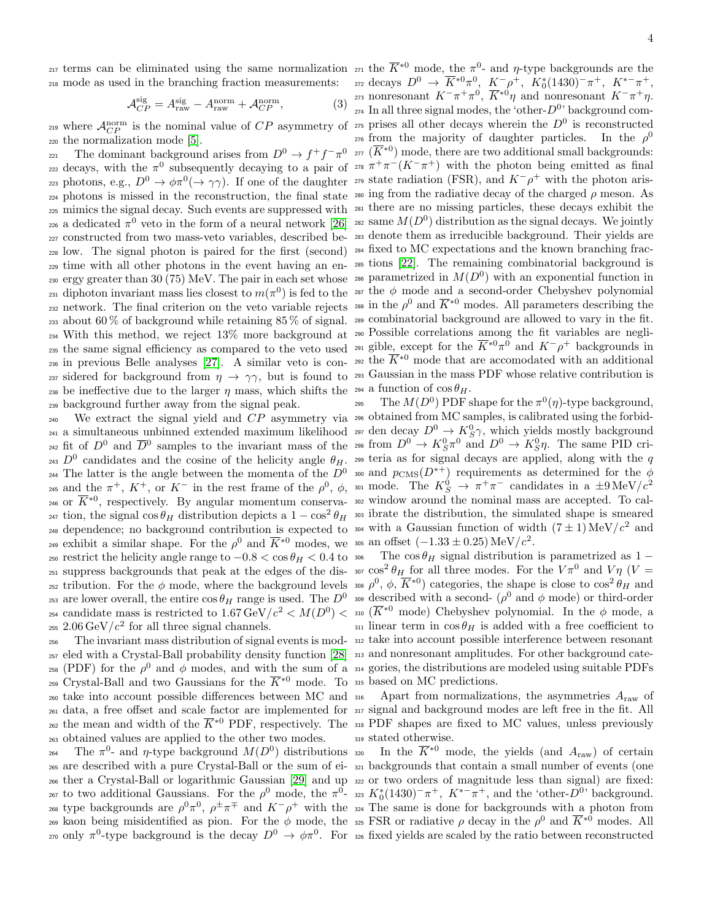terms can be eliminated using the same normalization mode as used in the branching fraction measurements:

$$\mathcal{A}_{CP}^{\rm sig} = A_{\rm raw}^{\rm sig} - A_{\rm raw}^{\rm norm} + \mathcal{A}_{CP}^{\rm norm}, \tag{3}$$

where $\mathcal{A}_{CP}^{\rm norm}$ is the nominal value of $CP$ asymmetry of the normalization mode [5].

The dominant background arises from $D^0 \to f^+f^-\pi^0$ decays, with the $\pi^0$ subsequently decaying to a pair of photons, e.g., $D^0 \to \phi\pi^0(\to\gamma\gamma)$. If one of the daughter photons is missed in the reconstruction, the final state mimics the signal decay. Such events are suppressed with a dedicated $\pi^0$ veto in the form of a neural network [26] constructed from two mass-veto variables, described below. The signal photon is paired for the first (second) time with all other photons in the event having an energy greater than 30 (75) MeV. The pair in each set whose diphoton invariant mass lies closest to $m(\pi^0)$ is fed to the network. The final criterion on the veto variable rejects about 60 % of background while retaining 85 % of signal. With this method, we reject 13% more background at the same signal efficiency as compared to the veto used in previous Belle analyses [27]. A similar veto is considered for background from $\eta \to \gamma\gamma$, but is found to be ineffective due to the larger $\eta$ mass, which shifts the background further away from the signal peak.

We extract the signal yield and $CP$ asymmetry via a simultaneous unbinned extended maximum likelihood fit of $D^0$ and $\overline{D}^0$ samples to the invariant mass of the $D^0$ candidates and the cosine of the helicity angle $\theta_H$. The latter is the angle between the momenta of the $D^0$ and the $\pi^+$, $K^+$, or $K^-$ in the rest frame of the $\rho^0$, $\phi$, or $\overline{K}^{*0}$, respectively. By angular momentum conservation, the signal $\cos\theta_H$ distribution depicts a $1-\cos^2\theta_H$ dependence; no background contribution is expected to exhibit a similar shape. For the $\rho^0$ and $\overline{K}^{*0}$ modes, we restrict the helicity angle range to $-0.8 < \cos\theta_H < 0.4$ to suppress backgrounds that peak at the edges of the distribution. For the $\phi$ mode, where the background levels are lower overall, the entire $\cos\theta_H$ range is used. The $D^0$ candidate mass is restricted to $1.67\,{\rm GeV}/c^2 < M(D^0) < 2.06\,{\rm GeV}/c^2$ for all three signal channels.

The invariant mass distribution of signal events is modeled with a Crystal-Ball probability density function [28] (PDF) for the $\rho^0$ and $\phi$ modes, and with the sum of a Crystal-Ball and two Gaussians for the $\overline{K}^{*0}$ mode. To take into account possible differences between MC and data, a free offset and scale factor are implemented for the mean and width of the $\overline{K}^{*0}$ PDF, respectively. The obtained values are applied to the other two modes.

The $\pi^0$- and $\eta$-type background $M(D^0)$ distributions are described with a pure Crystal-Ball or the sum of either a Crystal-Ball or logarithmic Gaussian [29] and up to two additional Gaussians. For the $\rho^0$ mode, the $\pi^0$-type backgrounds are $\rho^0\pi^0$, $\rho^\pm\pi^\mp$ and $K^-\rho^+$ with the kaon being misidentified as pion. For the $\phi$ mode, the only $\pi^0$-type background is the decay $D^0 \to \phi\pi^0$. For the $\overline{K}^{*0}$ mode, the $\pi^0$- and $\eta$-type backgrounds are the decays $D^0 \to \overline{K}^{*0}\pi^0$, $K^-\rho^+$, $K_0^*(1430)^-\pi^+$, $K^{*-}\pi^+$, nonresonant $K^-\pi^+\pi^0$, $\overline{K}^{*0}\eta$ and nonresonant $K^-\pi^+\eta$. In all three signal modes, the 'other-$D^0$' background comprises all other decays wherein the $D^0$ is reconstructed from the majority of daughter particles. In the $\rho^0$ ($\overline{K}^{*0}$) mode, there are two additional small backgrounds: $\pi^+\pi^-(K^-\pi^+)$ with the photon being emitted as final state radiation (FSR), and $K^-\rho^+$ with the photon arising from the radiative decay of the charged $\rho$ meson. As there are no missing particles, these decays exhibit the same $M(D^0)$ distribution as the signal decays. We jointly denote them as irreducible background. Their yields are fixed to MC expectations and the known branching fractions [22]. The remaining combinatorial background is parametrized in $M(D^0)$ with an exponential function in the $\phi$ mode and a second-order Chebyshev polynomial in the $\rho^0$ and $\overline{K}^{*0}$ modes. All parameters describing the combinatorial background are allowed to vary in the fit. Possible correlations among the fit variables are negligible, except for the $\overline{K}^{*0}\pi^0$ and $K^-\rho^+$ backgrounds in the $\overline{K}^{*0}$ mode that are accomodated with an additional Gaussian in the mass PDF whose relative contribution is a function of $\cos\theta_H$.

The $M(D^0)$ PDF shape for the $\pi^0(\eta)$-type background, obtained from MC samples, is calibrated using the forbidden decay $D^0 \to K_S^0\gamma$, which yields mostly background from $D^0 \to K_S^0\pi^0$ and $D^0 \to K_S^0\eta$. The same PID criteria as for signal decays are applied, along with the $q$ and $p_{\rm CMS}(D^{*+})$ requirements as determined for the $\phi$ mode. The $K_S^0 \to \pi^+\pi^-$ candidates in a $\pm 9\,{\rm MeV}/c^2$ window around the nominal mass are accepted. To calibrate the distribution, the simulated shape is smeared with a Gaussian function of width $(7\pm1)\,{\rm MeV}/c^2$ and an offset $(-1.33\pm0.25)\,{\rm MeV}/c^2$.

The $\cos\theta_H$ signal distribution is parametrized as $1-\cos^2\theta_H$ for all three modes. For the $V\pi^0$ and $V\eta$ ($V = \rho^0$, $\phi$, $\overline{K}^{*0}$) categories, the shape is close to $\cos^2\theta_H$ and described with a second- ($\rho^0$ and $\phi$ mode) or third-order ($\overline{K}^{*0}$ mode) Chebyshev polynomial. In the $\phi$ mode, a linear term in $\cos\theta_H$ is added with a free coefficient to take into account possible interference between resonant and nonresonant amplitudes. For other background categories, the distributions are modeled using suitable PDFs based on MC predictions.

Apart from normalizations, the asymmetries $A_{\rm raw}$ of signal and background modes are left free in the fit. All PDF shapes are fixed to MC values, unless previously stated otherwise.

In the $\overline{K}^{*0}$ mode, the yields (and $A_{\rm raw}$) of certain backgrounds that contain a small number of events (one or two orders of magnitude less than signal) are fixed: $K_0^*(1430)^-\pi^+$, $K^{*-}\pi^+$, and the 'other-$D^0$' background. The same is done for backgrounds with a photon from FSR or radiative $\rho$ decay in the $\rho^0$ and $\overline{K}^{*0}$ modes. All fixed yields are scaled by the ratio between reconstructed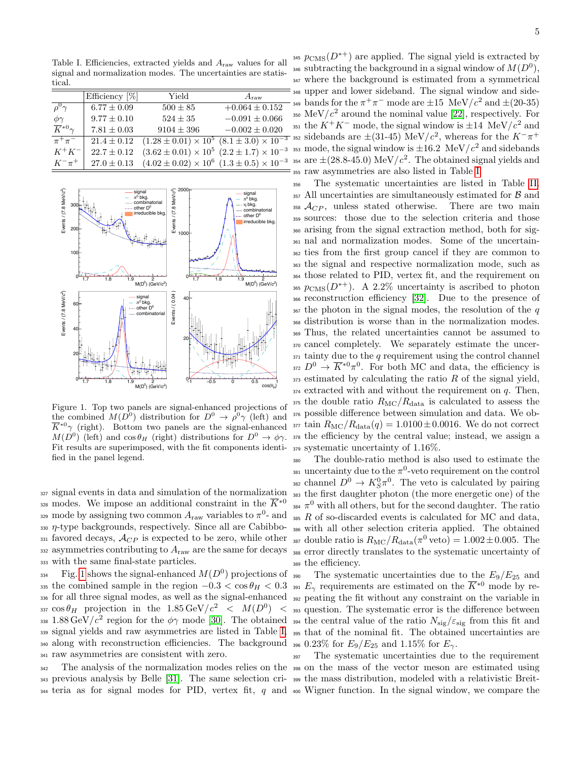Table I. Efficiencies, extracted yields and $A_{\rm raw}$ values for all signal and normalization modes. The uncertainties are statistical.

| | Efficiency [%] | Yield | $A_{\rm raw}$ |
|---|---|---|---|
| $\rho^0\gamma$ | $6.77 \pm 0.09$ | $500 \pm 85$ | $+0.064 \pm 0.152$ |
| $\phi\gamma$ | $9.77 \pm 0.10$ | $524 \pm 35$ | $-0.091 \pm 0.066$ |
| $\overline{K}^{*0}\gamma$ | $7.81 \pm 0.03$ | $9104 \pm 396$ | $-0.002 \pm 0.020$ |
| $\pi^+\pi^-$ | $21.4 \pm 0.12$ | $(1.28 \pm 0.01) \times 10^5$ | $(8.1 \pm 3.0) \times 10^{-3}$ |
| $K^+K^-$ | $22.7 \pm 0.12$ | $(3.62 \pm 0.01) \times 10^5$ | $(2.2 \pm 1.7) \times 10^{-3}$ |
| $K^-\pi^+$ | $27.0 \pm 0.13$ | $(4.02 \pm 0.02) \times 10^6$ | $(1.3 \pm 0.5) \times 10^{-3}$ |

Figure 1. Top two panels are signal-enhanced projections of the combined $M(D^0)$ distribution for $D^0 \to \rho^0\gamma$ (left) and $\overline{K}^{*0}\gamma$ (right). Bottom two panels are the signal-enhanced $M(D^0)$ (left) and $\cos\theta_H$ (right) distributions for $D^0 \to \phi\gamma$. Fit results are superimposed, with the fit components identified in the panel legend.

signal events in data and simulation of the normalization modes. We impose an additional constraint in the $\overline{K}^{*0}$ mode by assigning two common $A_{\rm raw}$ variables to $\pi^0$- and $\eta$-type backgrounds, respectively. Since all are Cabibbo-favored decays, $\mathcal{A}_{CP}$ is expected to be zero, while other asymmetries contributing to $A_{\rm raw}$ are the same for decays with the same final-state particles.

Fig. 1 shows the signal-enhanced $M(D^0)$ projections of the combined sample in the region $-0.3 < \cos\theta_H < 0.3$ for all three signal modes, as well as the signal-enhanced $\cos\theta_H$ projection in the $1.85\,\mathrm{GeV}/c^2 < M(D^0) < 1.88\,\mathrm{GeV}/c^2$ region for the $\phi\gamma$ mode [30]. The obtained signal yields and raw asymmetries are listed in Table I, along with reconstruction efficiencies. The background raw asymmetries are consistent with zero.

The analysis of the normalization modes relies on the previous analysis by Belle [31]. The same selection criteria as for signal modes for PID, vertex fit, $q$ and $p_{\rm CMS}(D^{*+})$ are applied. The signal yield is extracted by subtracting the background in a signal window of $M(D^0)$, where the background is estimated from a symmetrical upper and lower sideband. The signal window and sidebands for the $\pi^+\pi^-$ mode are $\pm 15$ MeV/$c^2$ and $\pm$(20-35) MeV/$c^2$ around the nominal value [22], respectively. For the $K^+K^-$ mode, the signal window is $\pm 14$ MeV/$c^2$ and sidebands are $\pm$(31-45) MeV/$c^2$, whereas for the $K^-\pi^+$ mode, the signal window is $\pm 16.2$ MeV/$c^2$ and sidebands are $\pm$(28.8-45.0) MeV/$c^2$. The obtained signal yields and raw asymmetries are also listed in Table I.

The systematic uncertainties are listed in Table II. All uncertainties are simultaneously estimated for $\mathcal{B}$ and $\mathcal{A}_{CP}$, unless stated otherwise. There are two main sources: those due to the selection criteria and those arising from the signal extraction method, both for signal and normalization modes. Some of the uncertainties from the first group cancel if they are common to the signal and respective normalization mode, such as those related to PID, vertex fit, and the requirement on $p_{\rm CMS}(D^{*+})$. A 2.2% uncertainty is ascribed to photon reconstruction efficiency [32]. Due to the presence of the photon in the signal modes, the resolution of the $q$ distribution is worse than in the normalization modes. Thus, the related uncertainties cannot be assumed to cancel completely. We separately estimate the uncertainty due to the $q$ requirement using the control channel $D^0 \to \overline{K}^{*0}\pi^0$. For both MC and data, the efficiency is estimated by calculating the ratio $R$ of the signal yield, extracted with and without the requirement on $q$. Then, the double ratio $R_{\rm MC}/R_{\rm data}$ is calculated to assess the possible difference between simulation and data. We obtain $R_{\rm MC}/R_{\rm data}(q) = 1.0100 \pm 0.0016$. We do not correct the efficiency by the central value; instead, we assign a systematic uncertainty of 1.16%.

The double-ratio method is also used to estimate the uncertainty due to the $\pi^0$-veto requirement on the control channel $D^0 \to K_S^0\pi^0$. The veto is calculated by pairing the first daughter photon (the more energetic one) of the $\pi^0$ with all others, but for the second daughter. The ratio $R$ of so-discarded events is calculated for MC and data, with all other selection criteria applied. The obtained double ratio is $R_{\rm MC}/R_{\rm data}(\pi^0\,\mathrm{veto}) = 1.002 \pm 0.005$. The error directly translates to the systematic uncertainty of the efficiency.

The systematic uncertainties due to the $E_9/E_{25}$ and $E_\gamma$ requirements are estimated on the $\overline{K}^{*0}$ mode by repeating the fit without any constraint on the variable in question. The systematic error is the difference between the central value of the ratio $N_{\rm sig}/\varepsilon_{\rm sig}$ from this fit and that of the nominal fit. The obtained uncertainties are 0.23% for $E_9/E_{25}$ and 1.15% for $E_\gamma$.

The systematic uncertainties due to the requirement on the mass of the vector meson are estimated using the mass distribution, modeled with a relativistic Breit-Wigner function. In the signal window, we compare the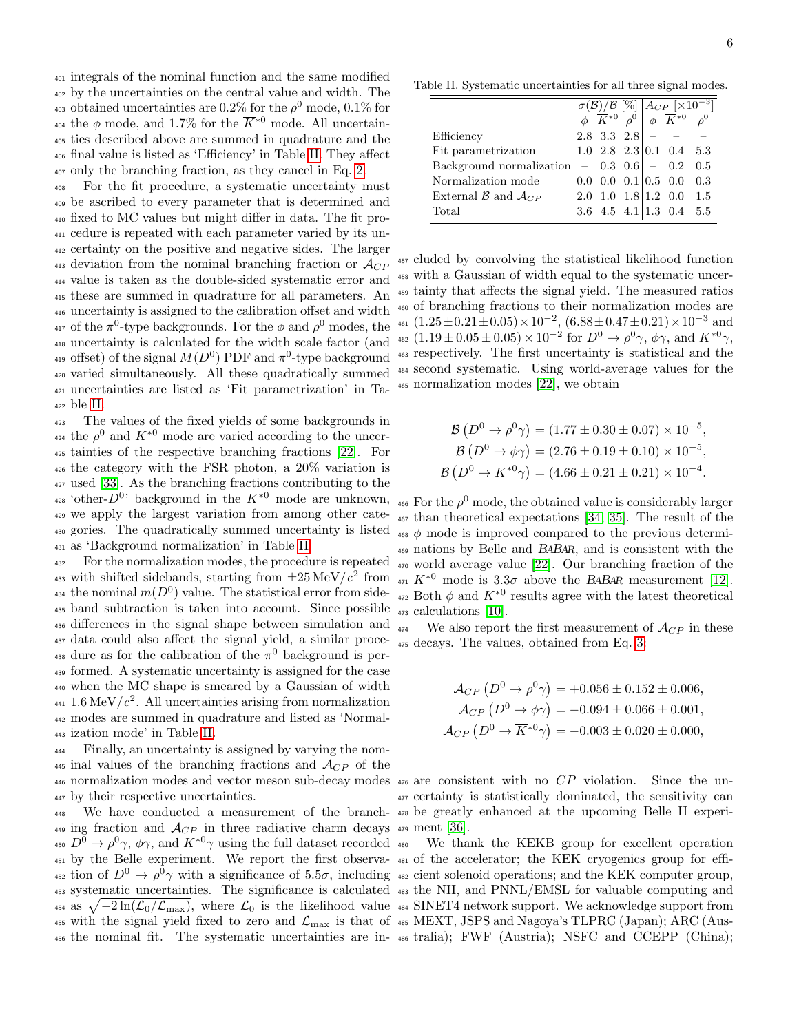integrals of the nominal function and the same modified by the uncertainties on the central value and width. The obtained uncertainties are 0.2% for the $\rho^0$ mode, 0.1% for the $\phi$ mode, and 1.7% for the $\overline{K}^{*0}$ mode. All uncertainties described above are summed in quadrature and the final value is listed as 'Efficiency' in Table II. They affect only the branching fraction, as they cancel in Eq. 2.

For the fit procedure, a systematic uncertainty must be ascribed to every parameter that is determined and fixed to MC values but might differ in data. The fit procedure is repeated with each parameter varied by its uncertainty on the positive and negative sides. The larger deviation from the nominal branching fraction or $\mathcal{A}_{CP}$ value is taken as the double-sided systematic error and these are summed in quadrature for all parameters. An uncertainty is assigned to the calibration offset and width of the $\pi^0$-type backgrounds. For the $\phi$ and $\rho^0$ modes, the uncertainty is calculated for the width scale factor (and offset) of the signal $M(D^0)$ PDF and $\pi^0$-type background varied simultaneously. All these quadratically summed uncertainties are listed as 'Fit parametrization' in Table II.

The values of the fixed yields of some backgrounds in the $\rho^0$ and $\overline{K}^{*0}$ mode are varied according to the uncertainties of the respective branching fractions [22]. For the category with the FSR photon, a 20% variation is used [33]. As the branching fractions contributing to the 'other-$D^0$' background in the $\overline{K}^{*0}$ mode are unknown, we apply the largest variation from among other categories. The quadratically summed uncertainty is listed as 'Background normalization' in Table II.

For the normalization modes, the procedure is repeated with shifted sidebands, starting from $\pm 25\,\mathrm{MeV}/c^2$ from the nominal $m(D^0)$ value. The statistical error from sideband subtraction is taken into account. Since possible differences in the signal shape between simulation and data could also affect the signal yield, a similar procedure as for the calibration of the $\pi^0$ background is performed. A systematic uncertainty is assigned for the case when the MC shape is smeared by a Gaussian of width $1.6\,\mathrm{MeV}/c^2$. All uncertainties arising from normalization modes are summed in quadrature and listed as 'Normalization mode' in Table II.

Finally, an uncertainty is assigned by varying the nominal values of the branching fractions and $\mathcal{A}_{CP}$ of the normalization modes and vector meson sub-decay modes by their respective uncertainties.

Table II. Systematic uncertainties for all three signal modes.

| | $\sigma(\mathcal{B})/\mathcal{B}$ [%] | | | $\mathcal{A}_{CP}$ [$\times 10^{-3}$] | | |
|---|---|---|---|---|---|---|
| | $\phi$ | $\overline{K}^{*0}$ | $\rho^0$ | $\phi$ | $\overline{K}^{*0}$ | $\rho^0$ |
| Efficiency | 2.8 | 3.3 | 2.8 | – | – | – |
| Fit parametrization | 1.0 | 2.8 | 2.3 | 0.1 | 0.4 | 5.3 |
| Background normalization | – | 0.3 | 0.6 | – | 0.2 | 0.5 |
| Normalization mode | 0.0 | 0.0 | 0.1 | 0.5 | 0.0 | 0.3 |
| External $\mathcal{B}$ and $\mathcal{A}_{CP}$ | 2.0 | 1.0 | 1.8 | 1.2 | 0.0 | 1.5 |
| Total | 3.6 | 4.5 | 4.1 | 1.3 | 0.4 | 5.5 |

We have conducted a measurement of the branching fraction and $\mathcal{A}_{CP}$ in three radiative charm decays $D^0 \to \rho^0\gamma$, $\phi\gamma$, and $\overline{K}^{*0}\gamma$ using the full dataset recorded by the Belle experiment. We report the first observation of $D^0 \to \rho^0\gamma$ with a significance of 5.5$\sigma$, including systematic uncertainties. The significance is calculated as $\sqrt{-2\ln(\mathcal{L}_0/\mathcal{L}_{\max})}$, where $\mathcal{L}_0$ is the likelihood value with the signal yield fixed to zero and $\mathcal{L}_{\max}$ is that of the nominal fit. The systematic uncertainties are included by convolving the statistical likelihood function with a Gaussian of width equal to the systematic uncertainty that affects the signal yield. The measured ratios of branching fractions to their normalization modes are $(1.25\pm0.21\pm0.05)\times10^{-2}$, $(6.88\pm0.47\pm0.21)\times10^{-3}$ and $(1.19\pm0.05\pm0.05)\times10^{-2}$ for $D^0 \to \rho^0\gamma$, $\phi\gamma$, and $\overline{K}^{*0}\gamma$, respectively. The first uncertainty is statistical and the second systematic. Using world-average values for the normalization modes [22], we obtain

$$
\begin{aligned}
\mathcal{B}\left(D^0 \to \rho^0\gamma\right) &= (1.77\pm0.30\pm0.07)\times10^{-5},\\
\mathcal{B}\left(D^0 \to \phi\gamma\right) &= (2.76\pm0.19\pm0.10)\times10^{-5},\\
\mathcal{B}\left(D^0 \to \overline{K}^{*0}\gamma\right) &= (4.66\pm0.21\pm0.21)\times10^{-4}.
\end{aligned}
$$

For the $\rho^0$ mode, the obtained value is considerably larger than theoretical expectations [34, 35]. The result of the $\phi$ mode is improved compared to the previous determinations by Belle and *BABAR*, and is consistent with the world average value [22]. Our branching fraction of the $\overline{K}^{*0}$ mode is 3.3$\sigma$ above the *BABAR* measurement [12]. Both $\phi$ and $\overline{K}^{*0}$ results agree with the latest theoretical calculations [10].

We also report the first measurement of $\mathcal{A}_{CP}$ in these decays. The values, obtained from Eq. 3,

$$
\begin{aligned}
\mathcal{A}_{CP}\left(D^0 \to \rho^0\gamma\right) &= +0.056\pm0.152\pm0.006,\\
\mathcal{A}_{CP}\left(D^0 \to \phi\gamma\right) &= -0.094\pm0.066\pm0.001,\\
\mathcal{A}_{CP}\left(D^0 \to \overline{K}^{*0}\gamma\right) &= -0.003\pm0.020\pm0.000,
\end{aligned}
$$

are consistent with no $CP$ violation. Since the uncertainty is statistically dominated, the sensitivity can be greatly enhanced at the upcoming Belle II experiment [36].

We thank the KEKB group for excellent operation of the accelerator; the KEK cryogenics group for efficient solenoid operations; and the KEK computer group, the NII, and PNNL/EMSL for valuable computing and SINET4 network support. We acknowledge support from MEXT, JSPS and Nagoya's TLPRC (Japan); ARC (Australia); FWF (Austria); NSFC and CCEPP (China);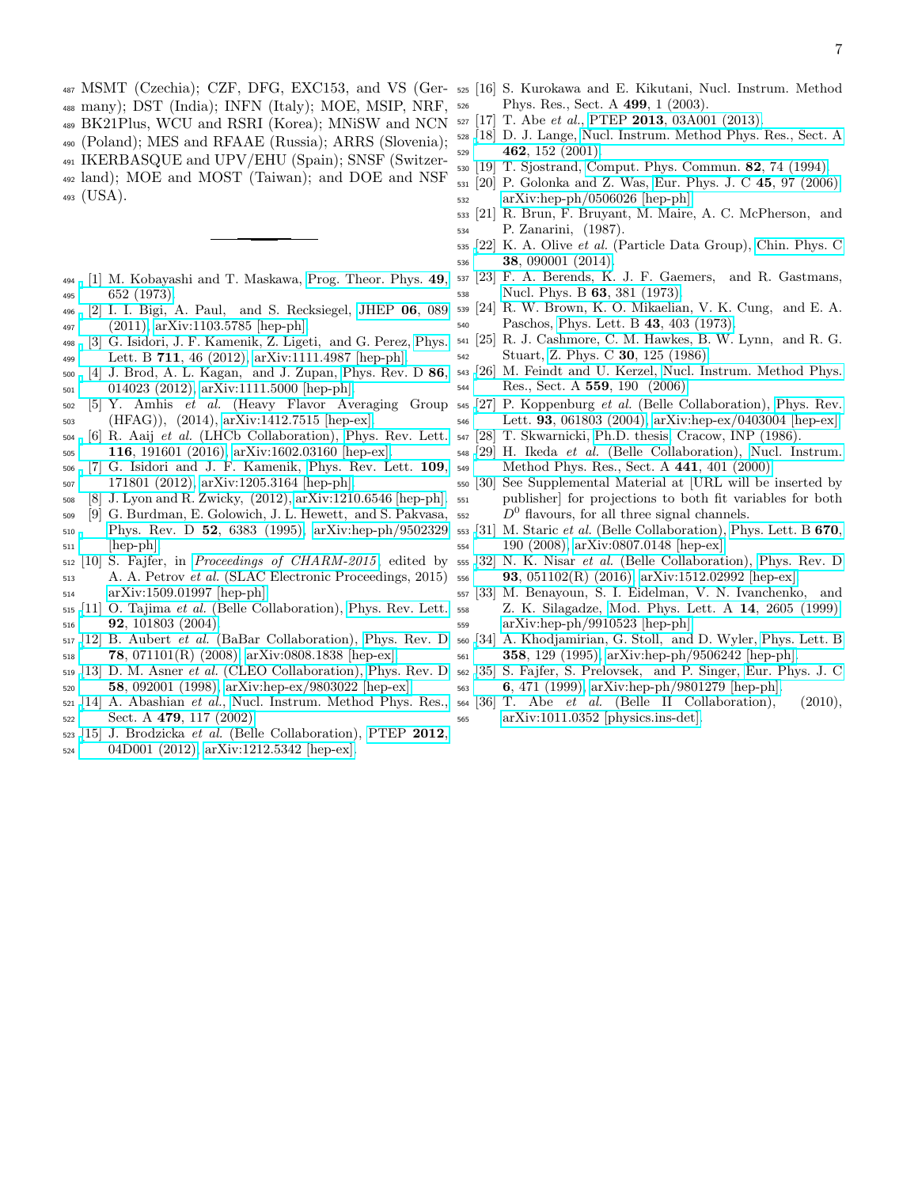MSMT (Czechia); CZF, DFG, EXC153, and VS (Germany); DST (India); INFN (Italy); MOE, MSIP, NRF, BK21Plus, WCU and RSRI (Korea); MNiSW and NCN (Poland); MES and RFAAE (Russia); ARRS (Slovenia); IKERBASQUE and UPV/EHU (Spain); SNSF (Switzerland); MOE and MOST (Taiwan); and DOE and NSF (USA).

---

[1] M. Kobayashi and T. Maskawa, Prog. Theor. Phys. **49**, 652 (1973).

[2] I. I. Bigi, A. Paul, and S. Recksiegel, JHEP **06**, 089 (2011), arXiv:1103.5785 [hep-ph].

[3] G. Isidori, J. F. Kamenik, Z. Ligeti, and G. Perez, Phys. Lett. B **711**, 46 (2012), arXiv:1111.4987 [hep-ph].

[4] J. Brod, A. L. Kagan, and J. Zupan, Phys. Rev. D **86**, 014023 (2012), arXiv:1111.5000 [hep-ph].

[5] Y. Amhis *et al.* (Heavy Flavor Averaging Group (HFAG)), (2014), arXiv:1412.7515 [hep-ex].

[6] R. Aaij *et al.* (LHCb Collaboration), Phys. Rev. Lett. **116**, 191601 (2016), arXiv:1602.03160 [hep-ex].

[7] G. Isidori and J. F. Kamenik, Phys. Rev. Lett. **109**, 171801 (2012), arXiv:1205.3164 [hep-ph].

[8] J. Lyon and R. Zwicky, (2012), arXiv:1210.6546 [hep-ph].

[9] G. Burdman, E. Golowich, J. L. Hewett, and S. Pakvasa, Phys. Rev. D **52**, 6383 (1995), arXiv:hep-ph/9502329 [hep-ph].

[10] S. Fajfer, in *Proceedings of CHARM-2015*, edited by A. A. Petrov *et al.* (SLAC Electronic Proceedings, 2015) arXiv:1509.01997 [hep-ph].

[11] O. Tajima *et al.* (Belle Collaboration), Phys. Rev. Lett. **92**, 101803 (2004).

[12] B. Aubert *et al.* (BaBar Collaboration), Phys. Rev. D **78**, 071101(R) (2008), arXiv:0808.1838 [hep-ex].

[13] D. M. Asner *et al.* (CLEO Collaboration), Phys. Rev. D **58**, 092001 (1998), arXiv:hep-ex/9803022 [hep-ex].

[14] A. Abashian *et al.*, Nucl. Instrum. Method Phys. Res., Sect. A **479**, 117 (2002).

[15] J. Brodzicka *et al.* (Belle Collaboration), PTEP **2012**, 04D001 (2012), arXiv:1212.5342 [hep-ex].

[16] S. Kurokawa and E. Kikutani, Nucl. Instrum. Method Phys. Res., Sect. A **499**, 1 (2003).

[17] T. Abe *et al.*, PTEP **2013**, 03A001 (2013).

[18] D. J. Lange, Nucl. Instrum. Method Phys. Res., Sect. A **462**, 152 (2001).

[19] T. Sjostrand, Comput. Phys. Commun. **82**, 74 (1994).

[20] P. Golonka and Z. Was, Eur. Phys. J. C **45**, 97 (2006), arXiv:hep-ph/0506026 [hep-ph].

[21] R. Brun, F. Bruyant, M. Maire, A. C. McPherson, and P. Zanarini, (1987).

[22] K. A. Olive *et al.* (Particle Data Group), Chin. Phys. C **38**, 090001 (2014).

[23] F. A. Berends, K. J. F. Gaemers, and R. Gastmans, Nucl. Phys. B **63**, 381 (1973).

[24] R. W. Brown, K. O. Mikaelian, V. K. Cung, and E. A. Paschos, Phys. Lett. B **43**, 403 (1973).

[25] R. J. Cashmore, C. M. Hawkes, B. W. Lynn, and R. G. Stuart, Z. Phys. C **30**, 125 (1986).

[26] M. Feindt and U. Kerzel, Nucl. Instrum. Method Phys. Res., Sect. A **559**, 190 (2006).

[27] P. Koppenburg *et al.* (Belle Collaboration), Phys. Rev. Lett. **93**, 061803 (2004), arXiv:hep-ex/0403004 [hep-ex].

[28] T. Skwarnicki, Ph.D. thesis, Cracow, INP (1986).

[29] H. Ikeda *et al.* (Belle Collaboration), Nucl. Instrum. Method Phys. Res., Sect. A **441**, 401 (2000).

[30] See Supplemental Material at [URL will be inserted by publisher] for projections to both fit variables for both $D^0$ flavours, for all three signal channels.

[31] M. Staric *et al.* (Belle Collaboration), Phys. Lett. B **670**, 190 (2008), arXiv:0807.0148 [hep-ex].

[32] N. K. Nisar *et al.* (Belle Collaboration), Phys. Rev. D **93**, 051102(R) (2016), arXiv:1512.02992 [hep-ex].

[33] M. Benayoun, S. I. Eidelman, V. N. Ivanchenko, and Z. K. Silagadze, Mod. Phys. Lett. A **14**, 2605 (1999), arXiv:hep-ph/9910523 [hep-ph].

[34] A. Khodjamirian, G. Stoll, and D. Wyler, Phys. Lett. B **358**, 129 (1995), arXiv:hep-ph/9506242 [hep-ph].

[35] S. Fajfer, S. Prelovsek, and P. Singer, Eur. Phys. J. C **6**, 471 (1999), arXiv:hep-ph/9801279 [hep-ph].

[36] T. Abe *et al.* (Belle II Collaboration), (2010), arXiv:1011.0352 [physics.ins-det].